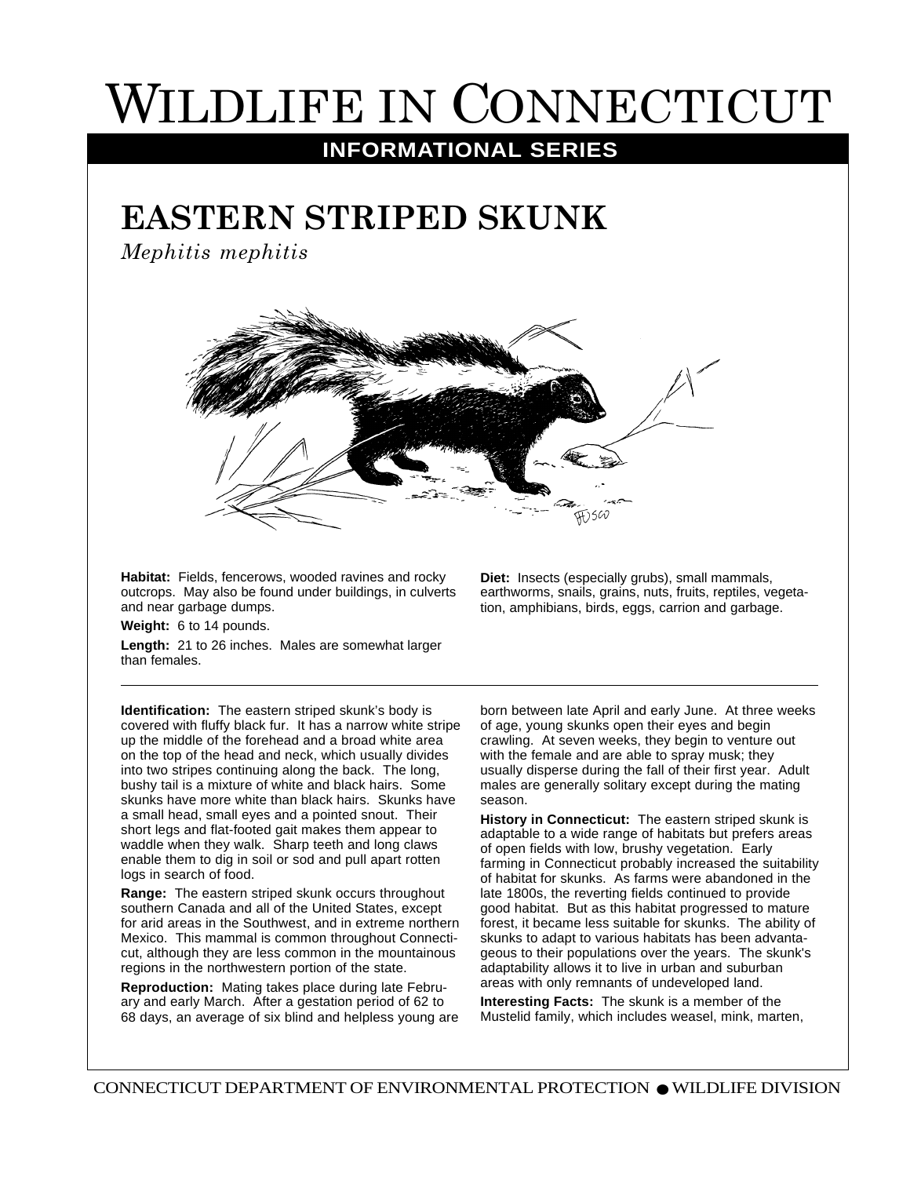# Wildlife in Connecticut

**INFORMATIONAL SERIES**

## EASTERN STRIPED SKUNK

*Mephitis mephitis*

**Habitat:** Fields, fencerows, wooded ravines and rocky outcrops. May also be found under buildings, in culverts and near garbage dumps.

**Weight:** 6 to 14 pounds.

**Length:** 21 to 26 inches. Males are somewhat larger than females.

**Diet:** Insects (especially grubs), small mammals, earthworms, snails, grains, nuts, fruits, reptiles, vegetation, amphibians, birds, eggs, carrion and garbage.

---

**Identification:** The eastern striped skunk's body is covered with fluffy black fur. It has a narrow white stripe up the middle of the forehead and a broad white area on the top of the head and neck, which usually divides into two stripes continuing along the back. The long, bushy tail is a mixture of white and black hairs. Some skunks have more white than black hairs. Skunks have a small head, small eyes and a pointed snout. Their short legs and flat-footed gait makes them appear to waddle when they walk. Sharp teeth and long claws enable them to dig in soil or sod and pull apart rotten logs in search of food.

**Range:** The eastern striped skunk occurs throughout southern Canada and all of the United States, except for arid areas in the Southwest, and in extreme northern Mexico. This mammal is common throughout Connecticut, although they are less common in the mountainous regions in the northwestern portion of the state.

**Reproduction:** Mating takes place during late February and early March. After a gestation period of 62 to 68 days, an average of six blind and helpless young are born between late April and early June. At three weeks of age, young skunks open their eyes and begin crawling. At seven weeks, they begin to venture out with the female and are able to spray musk; they usually disperse during the fall of their first year. Adult males are generally solitary except during the mating season.

**History in Connecticut:** The eastern striped skunk is adaptable to a wide range of habitats but prefers areas of open fields with low, brushy vegetation. Early farming in Connecticut probably increased the suitability of habitat for skunks. As farms were abandoned in the late 1800s, the reverting fields continued to provide good habitat. But as this habitat progressed to mature forest, it became less suitable for skunks. The ability of skunks to adapt to various habitats has been advantageous to their populations over the years. The skunk's adaptability allows it to live in urban and suburban areas with only remnants of undeveloped land.

**Interesting Facts:** The skunk is a member of the Mustelid family, which includes weasel, mink, marten,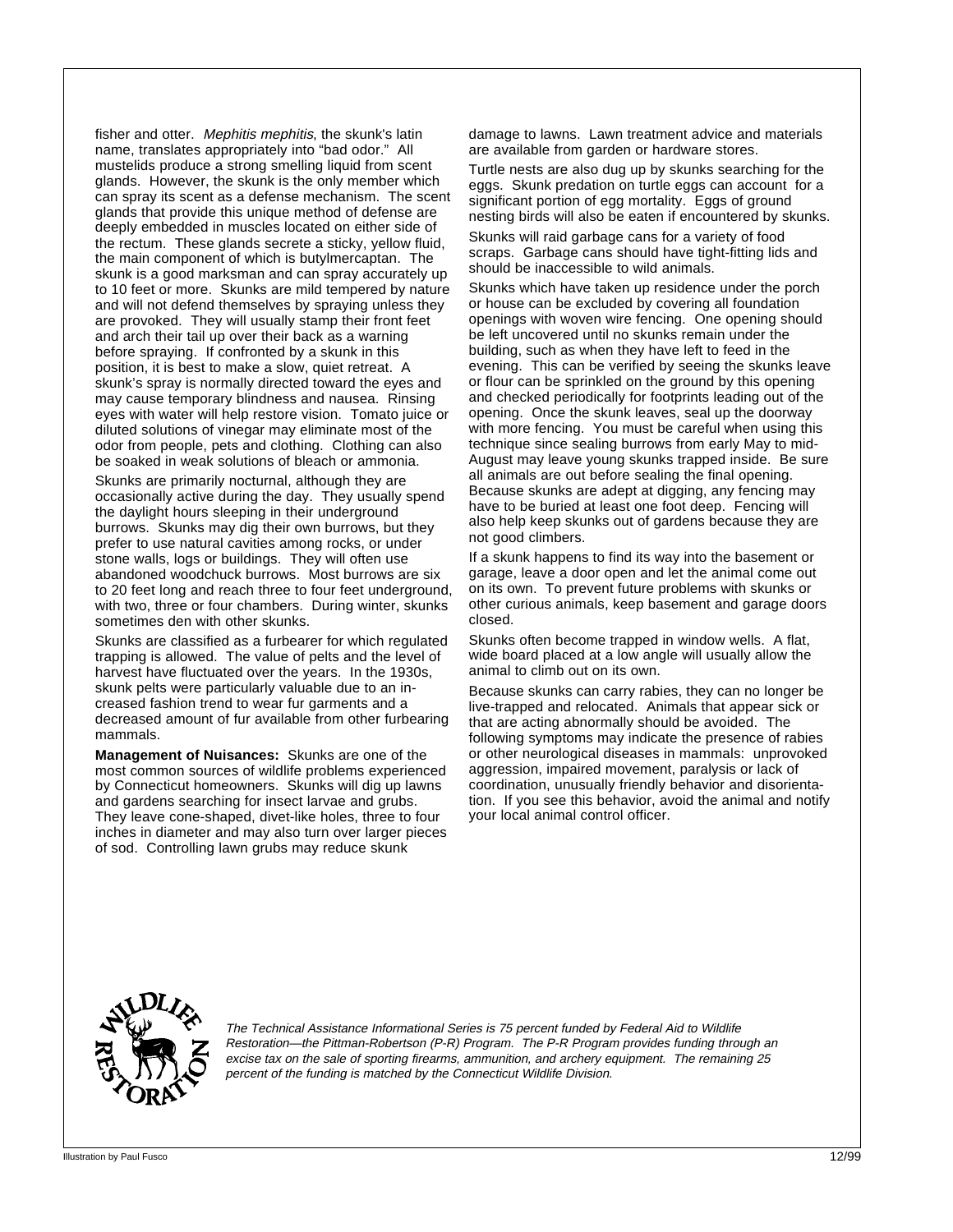fisher and otter. *Mephitis mephitis*, the skunk's latin name, translates appropriately into "bad odor." All mustelids produce a strong smelling liquid from scent glands. However, the skunk is the only member which can spray its scent as a defense mechanism. The scent glands that provide this unique method of defense are deeply embedded in muscles located on either side of the rectum. These glands secrete a sticky, yellow fluid, the main component of which is butylmercaptan. The skunk is a good marksman and can spray accurately up to 10 feet or more. Skunks are mild tempered by nature and will not defend themselves by spraying unless they are provoked. They will usually stamp their front feet and arch their tail up over their back as a warning before spraying. If confronted by a skunk in this position, it is best to make a slow, quiet retreat. A skunk's spray is normally directed toward the eyes and may cause temporary blindness and nausea. Rinsing eyes with water will help restore vision. Tomato juice or diluted solutions of vinegar may eliminate most of the odor from people, pets and clothing. Clothing can also be soaked in weak solutions of bleach or ammonia.

Skunks are primarily nocturnal, although they are occasionally active during the day. They usually spend the daylight hours sleeping in their underground burrows. Skunks may dig their own burrows, but they prefer to use natural cavities among rocks, or under stone walls, logs or buildings. They will often use abandoned woodchuck burrows. Most burrows are six to 20 feet long and reach three to four feet underground, with two, three or four chambers. During winter, skunks sometimes den with other skunks.

Skunks are classified as a furbearer for which regulated trapping is allowed. The value of pelts and the level of harvest have fluctuated over the years. In the 1930s, skunk pelts were particularly valuable due to an increased fashion trend to wear fur garments and a decreased amount of fur available from other furbearing mammals.

**Management of Nuisances:** Skunks are one of the most common sources of wildlife problems experienced by Connecticut homeowners. Skunks will dig up lawns and gardens searching for insect larvae and grubs. They leave cone-shaped, divet-like holes, three to four inches in diameter and may also turn over larger pieces of sod. Controlling lawn grubs may reduce skunk damage to lawns. Lawn treatment advice and materials are available from garden or hardware stores.

Turtle nests are also dug up by skunks searching for the eggs. Skunk predation on turtle eggs can account for a significant portion of egg mortality. Eggs of ground nesting birds will also be eaten if encountered by skunks.

Skunks will raid garbage cans for a variety of food scraps. Garbage cans should have tight-fitting lids and should be inaccessible to wild animals.

Skunks which have taken up residence under the porch or house can be excluded by covering all foundation openings with woven wire fencing. One opening should be left uncovered until no skunks remain under the building, such as when they have left to feed in the evening. This can be verified by seeing the skunks leave or flour can be sprinkled on the ground by this opening and checked periodically for footprints leading out of the opening. Once the skunk leaves, seal up the doorway with more fencing. You must be careful when using this technique since sealing burrows from early May to mid-August may leave young skunks trapped inside. Be sure all animals are out before sealing the final opening. Because skunks are adept at digging, any fencing may have to be buried at least one foot deep. Fencing will also help keep skunks out of gardens because they are not good climbers.

If a skunk happens to find its way into the basement or garage, leave a door open and let the animal come out on its own. To prevent future problems with skunks or other curious animals, keep basement and garage doors closed.

Skunks often become trapped in window wells. A flat, wide board placed at a low angle will usually allow the animal to climb out on its own.

Because skunks can carry rabies, they can no longer be live-trapped and relocated. Animals that appear sick or that are acting abnormally should be avoided. The following symptoms may indicate the presence of rabies or other neurological diseases in mammals: unprovoked aggression, impaired movement, paralysis or lack of coordination, unusually friendly behavior and disorientation. If you see this behavior, avoid the animal and notify your local animal control officer.

WILDLIFE RESTORATION

*The Technical Assistance Informational Series is 75 percent funded by Federal Aid to Wildlife Restoration—the Pittman-Robertson (P-R) Program. The P-R Program provides funding through an excise tax on the sale of sporting firearms, ammunition, and archery equipment. The remaining 25 percent of the funding is matched by the Connecticut Wildlife Division.*

Illustration by Paul Fusco

12/99